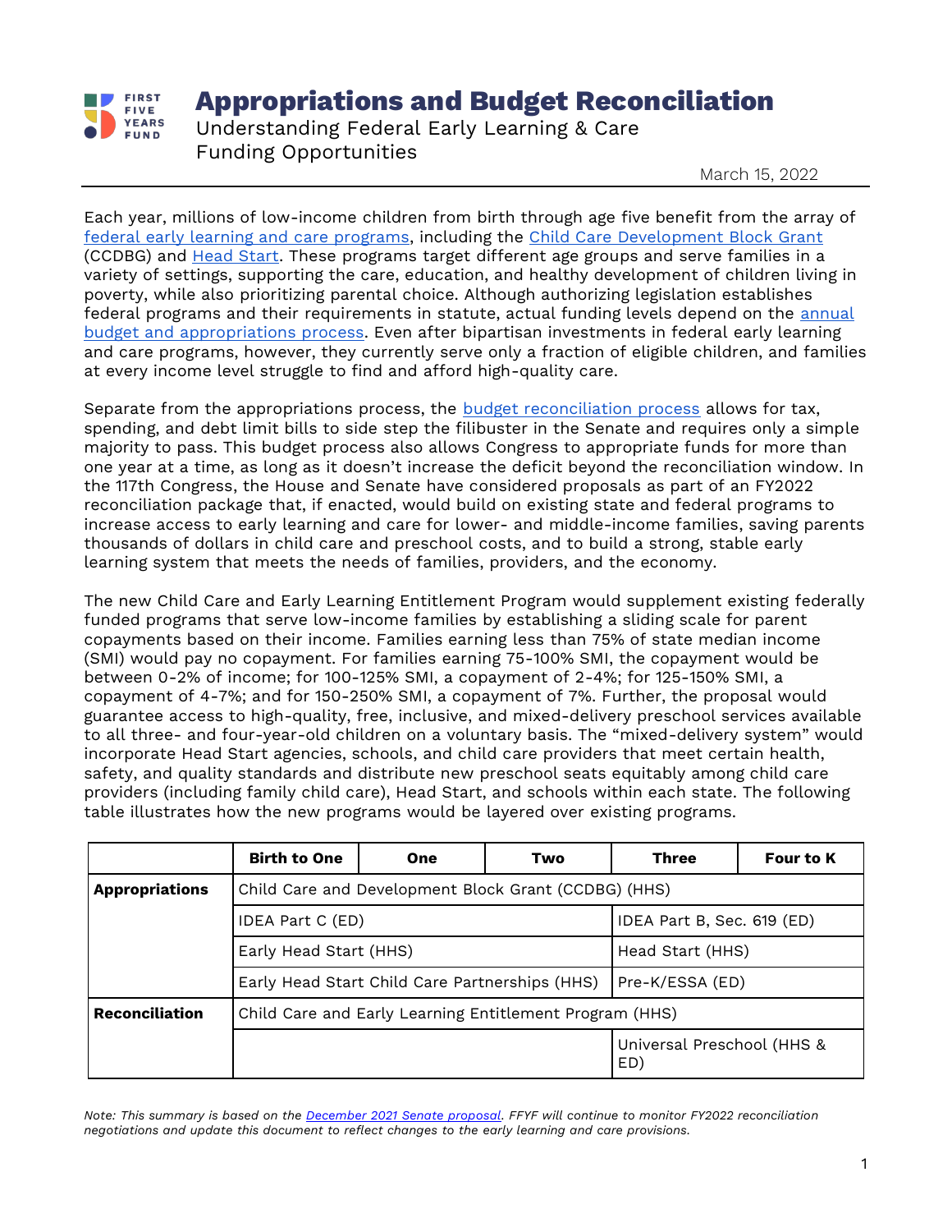# Appropriations and Budget Reconciliation

Understanding Federal Early Learning & Care Funding Opportunities

March 15, 2022

Each year, millions of low-income children from birth through age five benefit from the array of federal early learning and care programs, including the Child Care Development Block Grant (CCDBG) and Head Start. These programs target different age groups and serve families in a variety of settings, supporting the care, education, and healthy development of children living in poverty, while also prioritizing parental choice. Although authorizing legislation establishes federal programs and their requirements in statute, actual funding levels depend on the annual budget and appropriations process. Even after bipartisan investments in federal early learning and care programs, however, they currently serve only a fraction of eligible children, and families at every income level struggle to find and afford high-quality care.

Separate from the appropriations process, the budget reconciliation process allows for tax, spending, and debt limit bills to side step the filibuster in the Senate and requires only a simple majority to pass. This budget process also allows Congress to appropriate funds for more than one year at a time, as long as it doesn't increase the deficit beyond the reconciliation window. In the 117th Congress, the House and Senate have considered proposals as part of an FY2022 reconciliation package that, if enacted, would build on existing state and federal programs to increase access to early learning and care for lower- and middle-income families, saving parents thousands of dollars in child care and preschool costs, and to build a strong, stable early learning system that meets the needs of families, providers, and the economy.

The new Child Care and Early Learning Entitlement Program would supplement existing federally funded programs that serve low-income families by establishing a sliding scale for parent copayments based on their income. Families earning less than 75% of state median income (SMI) would pay no copayment. For families earning 75-100% SMI, the copayment would be between 0-2% of income; for 100-125% SMI, a copayment of 2-4%; for 125-150% SMI, a copayment of 4-7%; and for 150-250% SMI, a copayment of 7%. Further, the proposal would guarantee access to high-quality, free, inclusive, and mixed-delivery preschool services available to all three- and four-year-old children on a voluntary basis. The "mixed-delivery system" would incorporate Head Start agencies, schools, and child care providers that meet certain health, safety, and quality standards and distribute new preschool seats equitably among child care providers (including family child care), Head Start, and schools within each state. The following table illustrates how the new programs would be layered over existing programs.

| | Birth to One | One | Two | Three | Four to K |
|---|---|---|---|---|---|
| **Appropriations** | Child Care and Development Block Grant (CCDBG) (HHS) | | | | |
| | IDEA Part C (ED) | | | IDEA Part B, Sec. 619 (ED) | |
| | Early Head Start (HHS) | | | Head Start (HHS) | |
| | Early Head Start Child Care Partnerships (HHS) | | | Pre-K/ESSA (ED) | |
| **Reconciliation** | Child Care and Early Learning Entitlement Program (HHS) | | | | |
| | | | | Universal Preschool (HHS & ED) | |

*Note: This summary is based on the December 2021 Senate proposal. FFYF will continue to monitor FY2022 reconciliation negotiations and update this document to reflect changes to the early learning and care provisions.*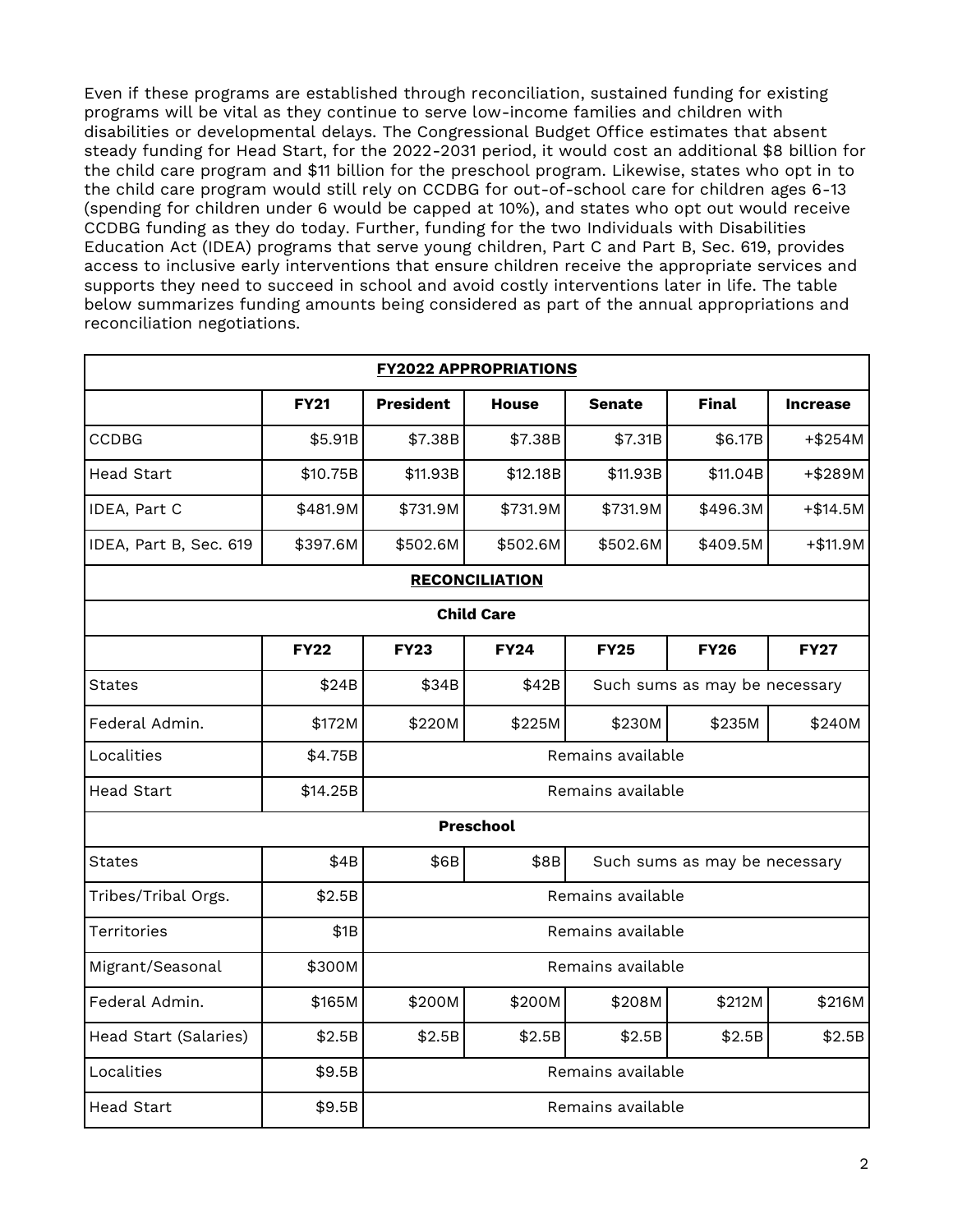Even if these programs are established through reconciliation, sustained funding for existing programs will be vital as they continue to serve low-income families and children with disabilities or developmental delays. The Congressional Budget Office estimates that absent steady funding for Head Start, for the 2022-2031 period, it would cost an additional $8 billion for the child care program and $11 billion for the preschool program. Likewise, states who opt in to the child care program would still rely on CCDBG for out-of-school care for children ages 6-13 (spending for children under 6 would be capped at 10%), and states who opt out would receive CCDBG funding as they do today. Further, funding for the two Individuals with Disabilities Education Act (IDEA) programs that serve young children, Part C and Part B, Sec. 619, provides access to inclusive early interventions that ensure children receive the appropriate services and supports they need to succeed in school and avoid costly interventions later in life. The table below summarizes funding amounts being considered as part of the annual appropriations and reconciliation negotiations.

| **FY2022 APPROPRIATIONS** | | | | | | |
|---|---|---|---|---|---|---|
| | **FY21** | **President** | **House** | **Senate** | **Final** | **Increase** |
| CCDBG | $5.91B | $7.38B | $7.38B | $7.31B | $6.17B | +$254M |
| Head Start | $10.75B | $11.93B | $12.18B | $11.93B | $11.04B | +$289M |
| IDEA, Part C | $481.9M | $731.9M | $731.9M | $731.9M | $496.3M | +$14.5M |
| IDEA, Part B, Sec. 619 | $397.6M | $502.6M | $502.6M | $502.6M | $409.5M | +$11.9M |
| **RECONCILIATION** | | | | | | |
| **Child Care** | | | | | | |
| | **FY22** | **FY23** | **FY24** | **FY25** | **FY26** | **FY27** |
| States | $24B | $34B | $42B | Such sums as may be necessary | | |
| Federal Admin. | $172M | $220M | $225M | $230M | $235M | $240M |
| Localities | $4.75B | Remains available | | | | |
| Head Start | $14.25B | Remains available | | | | |
| **Preschool** | | | | | | |
| States | $4B | $6B | $8B | Such sums as may be necessary | | |
| Tribes/Tribal Orgs. | $2.5B | Remains available | | | | |
| Territories | $1B | Remains available | | | | |
| Migrant/Seasonal | $300M | Remains available | | | | |
| Federal Admin. | $165M | $200M | $200M | $208M | $212M | $216M |
| Head Start (Salaries) | $2.5B | $2.5B | $2.5B | $2.5B | $2.5B | $2.5B |
| Localities | $9.5B | Remains available | | | | |
| Head Start | $9.5B | Remains available | | | | |